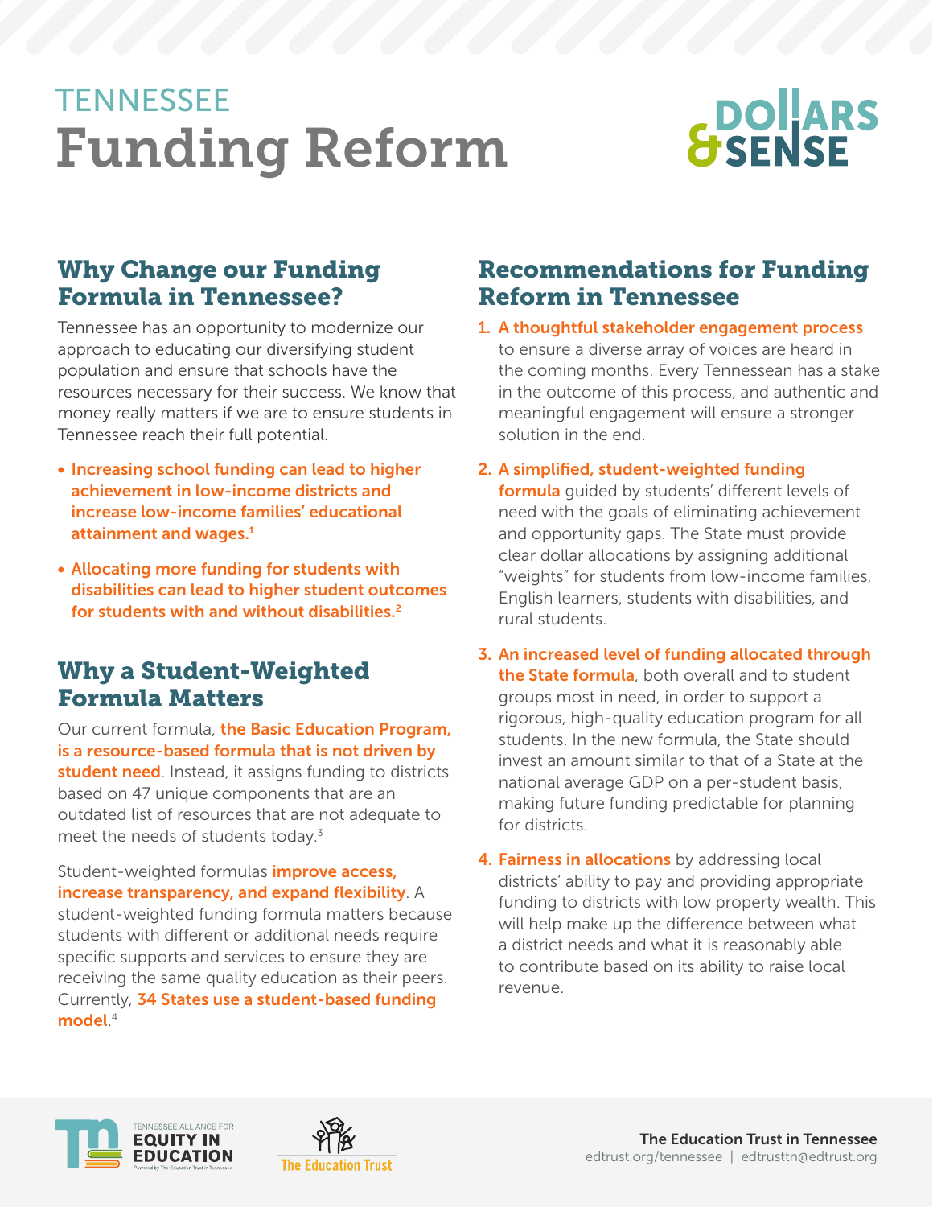TENNESSEE

# Funding Reform

## Why Change our Funding Formula in Tennessee?

Tennessee has an opportunity to modernize our approach to educating our diversifying student population and ensure that schools have the resources necessary for their success. We know that money really matters if we are to ensure students in Tennessee reach their full potential.

- **Increasing school funding can lead to higher achievement in low-income districts and increase low-income families' educational attainment and wages.**[1]
- **Allocating more funding for students with disabilities can lead to higher student outcomes for students with and without disabilities.**[2]

## Why a Student-Weighted Formula Matters

Our current formula, **the Basic Education Program, is a resource-based formula that is not driven by student need**. Instead, it assigns funding to districts based on 47 unique components that are an outdated list of resources that are not adequate to meet the needs of students today.[3]

Student-weighted formulas **improve access, increase transparency, and expand flexibility**. A student-weighted funding formula matters because students with different or additional needs require specific supports and services to ensure they are receiving the same quality education as their peers. Currently, **34 States use a student-based funding model**.[4]

## Recommendations for Funding Reform in Tennessee

1. **A thoughtful stakeholder engagement process** to ensure a diverse array of voices are heard in the coming months. Every Tennessean has a stake in the outcome of this process, and authentic and meaningful engagement will ensure a stronger solution in the end.
2. **A simplified, student-weighted funding formula** guided by students' different levels of need with the goals of eliminating achievement and opportunity gaps. The State must provide clear dollar allocations by assigning additional "weights" for students from low-income families, English learners, students with disabilities, and rural students.
3. **An increased level of funding allocated through the State formula**, both overall and to student groups most in need, in order to support a rigorous, high-quality education program for all students. In the new formula, the State should invest an amount similar to that of a State at the national average GDP on a per-student basis, making future funding predictable for planning for districts.
4. **Fairness in allocations** by addressing local districts' ability to pay and providing appropriate funding to districts with low property wealth. This will help make up the difference between what a district needs and what it is reasonably able to contribute based on its ability to raise local revenue.

**The Education Trust in Tennessee**
edtrust.org/tennessee | edtrusttn@edtrust.org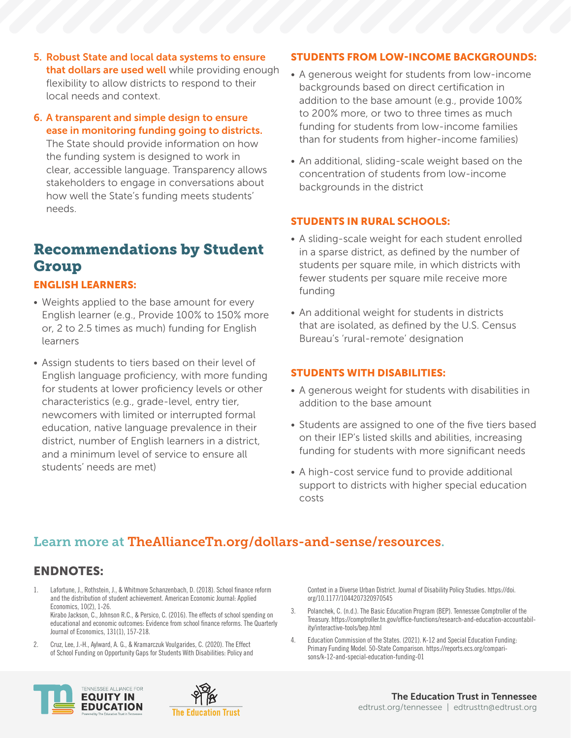5. **Robust State and local data systems to ensure that dollars are used well** while providing enough flexibility to allow districts to respond to their local needs and context.

6. **A transparent and simple design to ensure ease in monitoring funding going to districts.** The State should provide information on how the funding system is designed to work in clear, accessible language. Transparency allows stakeholders to engage in conversations about how well the State's funding meets students' needs.

## Recommendations by Student Group

### ENGLISH LEARNERS:

- Weights applied to the base amount for every English learner (e.g., Provide 100% to 150% more or, 2 to 2.5 times as much) funding for English learners
- Assign students to tiers based on their level of English language proficiency, with more funding for students at lower proficiency levels or other characteristics (e.g., grade-level, entry tier, newcomers with limited or interrupted formal education, native language prevalence in their district, number of English learners in a district, and a minimum level of service to ensure all students' needs are met)

### STUDENTS FROM LOW-INCOME BACKGROUNDS:

- A generous weight for students from low-income backgrounds based on direct certification in addition to the base amount (e.g., provide 100% to 200% more, or two to three times as much funding for students from low-income families than for students from higher-income families)
- An additional, sliding-scale weight based on the concentration of students from low-income backgrounds in the district

### STUDENTS IN RURAL SCHOOLS:

- A sliding-scale weight for each student enrolled in a sparse district, as defined by the number of students per square mile, in which districts with fewer students per square mile receive more funding
- An additional weight for students in districts that are isolated, as defined by the U.S. Census Bureau's 'rural-remote' designation

### STUDENTS WITH DISABILITIES:

- A generous weight for students with disabilities in addition to the base amount
- Students are assigned to one of the five tiers based on their IEP's listed skills and abilities, increasing funding for students with more significant needs
- A high-cost service fund to provide additional support to districts with higher special education costs

## Learn more at TheAllianceTn.org/dollars-and-sense/resources.

## ENDNOTES:

1. Lafortune, J., Rothstein, J., & Whitmore Schanzenbach, D. (2018). School finance reform and the distribution of student achievement. American Economic Journal: Applied Economics, 10(2), 1-26.
   Kirabo Jackson, C., Johnson R.C., & Persico, C. (2016). The effects of school spending on educational and economic outcomes: Evidence from school finance reforms. The Quarterly Journal of Economics, 131(1), 157-218.
2. Cruz, Lee, J.-H., Aylward, A. G., & Kramarczuk Voulgarides, C. (2020). The Effect of School Funding on Opportunity Gaps for Students With Disabilities: Policy and Context in a Diverse Urban District. Journal of Disability Policy Studies. https://doi.org/10.1177/1044207320970545
3. Polanchek, C. (n.d.). The Basic Education Program (BEP). Tennessee Comptroller of the Treasury. https://comptroller.tn.gov/office-functions/research-and-education-accountability/interactive-tools/bep.html
4. Education Commission of the States. (2021). K-12 and Special Education Funding: Primary Funding Model. 50-State Comparison. https://reports.ecs.org/comparisons/k-12-and-special-education-funding-01

TENNESSEE ALLIANCE FOR EQUITY IN EDUCATION
Powered by The Education Trust in Tennessee

The Education Trust

**The Education Trust in Tennessee**
edtrust.org/tennessee | edtrusttn@edtrust.org